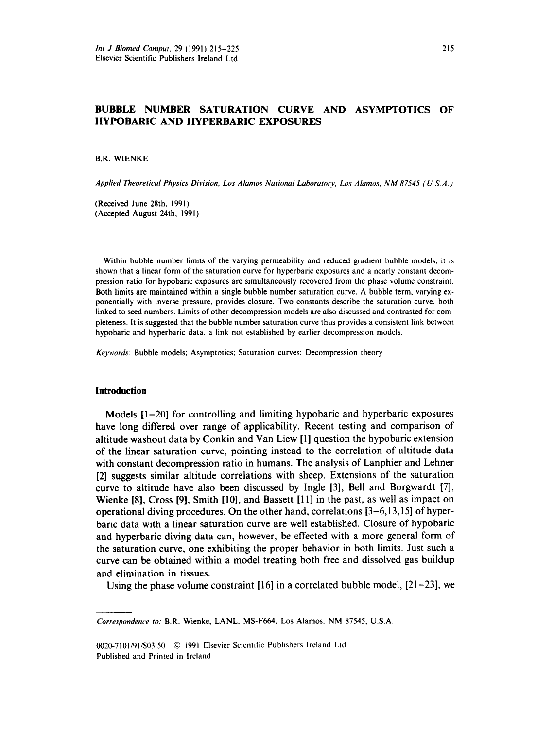# BUBBLE NUMBER SATURATION CURVE AND ASYMPTOTICS OF HYPOBARIC AND HYPERBARIC EXPOSURES

B.R. WIENKE

*Applied Theoretical Physics Division, Los Alamos National Laboratory, Los Alamos, NM 87545 (U.S.A.)*

(Received June 28th, 1991)
(Accepted August 24th, 1991)

Within bubble number limits of the varying permeability and reduced gradient bubble models, it is shown that a linear form of the saturation curve for hyperbaric exposures and a nearly constant decompression ratio for hypobaric exposures are simultaneously recovered from the phase volume constraint. Both limits are maintained within a single bubble number saturation curve. A bubble term, varying exponentially with inverse pressure, provides closure. Two constants describe the saturation curve, both linked to seed numbers. Limits of other decompression models are also discussed and contrasted for completeness. It is suggested that the bubble number saturation curve thus provides a consistent link between hypobaric and hyperbaric data, a link not established by earlier decompression models.

*Keywords:* Bubble models; Asymptotics; Saturation curves; Decompression theory

## Introduction

Models [1–20] for controlling and limiting hypobaric and hyperbaric exposures have long differed over range of applicability. Recent testing and comparison of altitude washout data by Conkin and Van Liew [1] question the hypobaric extension of the linear saturation curve, pointing instead to the correlation of altitude data with constant decompression ratio in humans. The analysis of Lanphier and Lehner [2] suggests similar altitude correlations with sheep. Extensions of the saturation curve to altitude have also been discussed by Ingle [3], Bell and Borgwardt [7], Wienke [8], Cross [9], Smith [10], and Bassett [11] in the past, as well as impact on operational diving procedures. On the other hand, correlations [3–6,13,15] of hyperbaric data with a linear saturation curve are well established. Closure of hypobaric and hyperbaric diving data can, however, be effected with a more general form of the saturation curve, one exhibiting the proper behavior in both limits. Just such a curve can be obtained within a model treating both free and dissolved gas buildup and elimination in tissues.

Using the phase volume constraint [16] in a correlated bubble model, [21–23], we

---

*Correspondence to:* B.R. Wienke, LANL, MS-F664, Los Alamos, NM 87545, U.S.A.

0020-7101/91/$03.50 © 1991 Elsevier Scientific Publishers Ireland Ltd.
Published and Printed in Ireland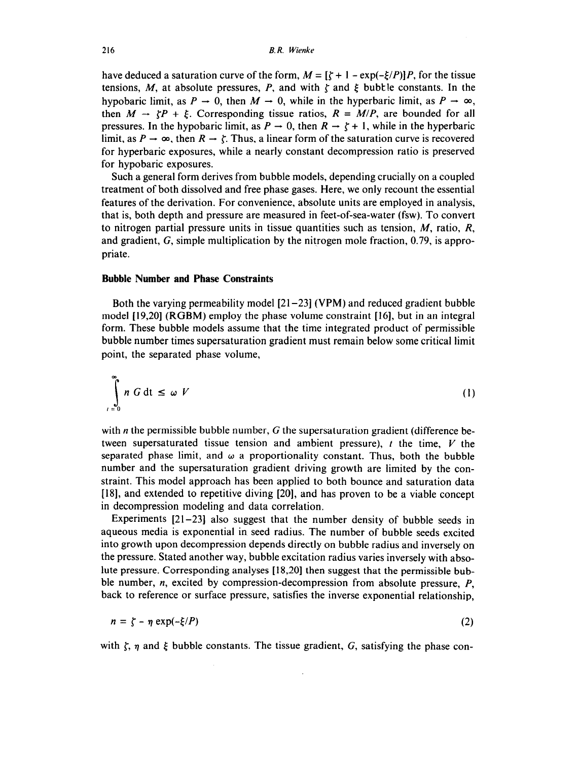have deduced a saturation curve of the form, $M = [\zeta + 1 - \exp(-\xi/P)]P$, for the tissue tensions, $M$, at absolute pressures, $P$, and with $\zeta$ and $\xi$ bubble constants. In the hypobaric limit, as $P \rightarrow 0$, then $M \rightarrow 0$, while in the hyperbaric limit, as $P \rightarrow \infty$, then $M \rightarrow \zeta P + \xi$. Corresponding tissue ratios, $R = M/P$, are bounded for all pressures. In the hypobaric limit, as $P \rightarrow 0$, then $R \rightarrow \zeta + 1$, while in the hyperbaric limit, as $P \rightarrow \infty$, then $R \rightarrow \zeta$. Thus, a linear form of the saturation curve is recovered for hyperbaric exposures, while a nearly constant decompression ratio is preserved for hypobaric exposures.

Such a general form derives from bubble models, depending crucially on a coupled treatment of both dissolved and free phase gases. Here, we only recount the essential features of the derivation. For convenience, absolute units are employed in analysis, that is, both depth and pressure are measured in feet-of-sea-water (fsw). To convert to nitrogen partial pressure units in tissue quantities such as tension, $M$, ratio, $R$, and gradient, $G$, simple multiplication by the nitrogen mole fraction, 0.79, is appropriate.

## Bubble Number and Phase Constraints

Both the varying permeability model [21–23] (VPM) and reduced gradient bubble model [19,20] (RGBM) employ the phase volume constraint [16], but in an integral form. These bubble models assume that the time integrated product of permissible bubble number times supersaturation gradient must remain below some critical limit point, the separated phase volume,

$$\int_{t=0}^{\infty} n \, G \, \mathrm{d}t \leq \omega \, V \tag{1}$$

with $n$ the permissible bubble number, $G$ the supersaturation gradient (difference between supersaturated tissue tension and ambient pressure), $t$ the time, $V$ the separated phase limit, and $\omega$ a proportionality constant. Thus, both the bubble number and the supersaturation gradient driving growth are limited by the constraint. This model approach has been applied to both bounce and saturation data [18], and extended to repetitive diving [20], and has proven to be a viable concept in decompression modeling and data correlation.

Experiments [21–23] also suggest that the number density of bubble seeds in aqueous media is exponential in seed radius. The number of bubble seeds excited into growth upon decompression depends directly on bubble radius and inversely on the pressure. Stated another way, bubble excitation radius varies inversely with absolute pressure. Corresponding analyses [18,20] then suggest that the permissible bubble number, $n$, excited by compression-decompression from absolute pressure, $P$, back to reference or surface pressure, satisfies the inverse exponential relationship,

$$n = \zeta - \eta \exp(-\xi/P) \tag{2}$$

with $\zeta$, $\eta$ and $\xi$ bubble constants. The tissue gradient, $G$, satisfying the phase con-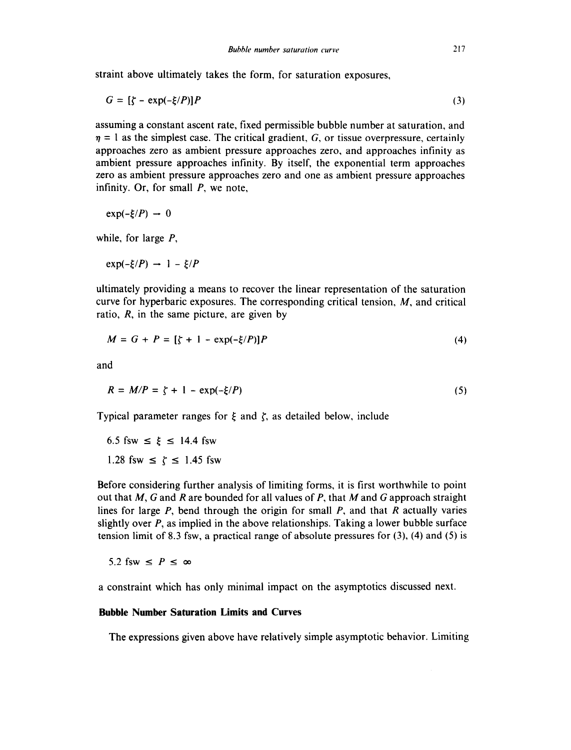straint above ultimately takes the form, for saturation exposures,

$$G = [\zeta - \exp(-\xi/P)]P \tag{3}$$

assuming a constant ascent rate, fixed permissible bubble number at saturation, and $\eta = 1$ as the simplest case. The critical gradient, $G$, or tissue overpressure, certainly approaches zero as ambient pressure approaches zero, and approaches infinity as ambient pressure approaches infinity. By itself, the exponential term approaches zero as ambient pressure approaches zero and one as ambient pressure approaches infinity. Or, for small $P$, we note,

$$\exp(-\xi/P) \rightarrow 0$$

while, for large $P$,

$$\exp(-\xi/P) \rightarrow 1 - \xi/P$$

ultimately providing a means to recover the linear representation of the saturation curve for hyperbaric exposures. The corresponding critical tension, $M$, and critical ratio, $R$, in the same picture, are given by

$$M = G + P = [\zeta + 1 - \exp(-\xi/P)]P \tag{4}$$

and

$$R = M/P = \zeta + 1 - \exp(-\xi/P) \tag{5}$$

Typical parameter ranges for $\xi$ and $\zeta$, as detailed below, include

$$6.5 \text{ fsw} \leq \xi \leq 14.4 \text{ fsw}$$

$$1.28 \text{ fsw} \leq \zeta \leq 1.45 \text{ fsw}$$

Before considering further analysis of limiting forms, it is first worthwhile to point out that $M$, $G$ and $R$ are bounded for all values of $P$, that $M$ and $G$ approach straight lines for large $P$, bend through the origin for small $P$, and that $R$ actually varies slightly over $P$, as implied in the above relationships. Taking a lower bubble surface tension limit of 8.3 fsw, a practical range of absolute pressures for (3), (4) and (5) is

$$5.2 \text{ fsw} \leq P \leq \infty$$

a constraint which has only minimal impact on the asymptotics discussed next.

## Bubble Number Saturation Limits and Curves

The expressions given above have relatively simple asymptotic behavior. Limiting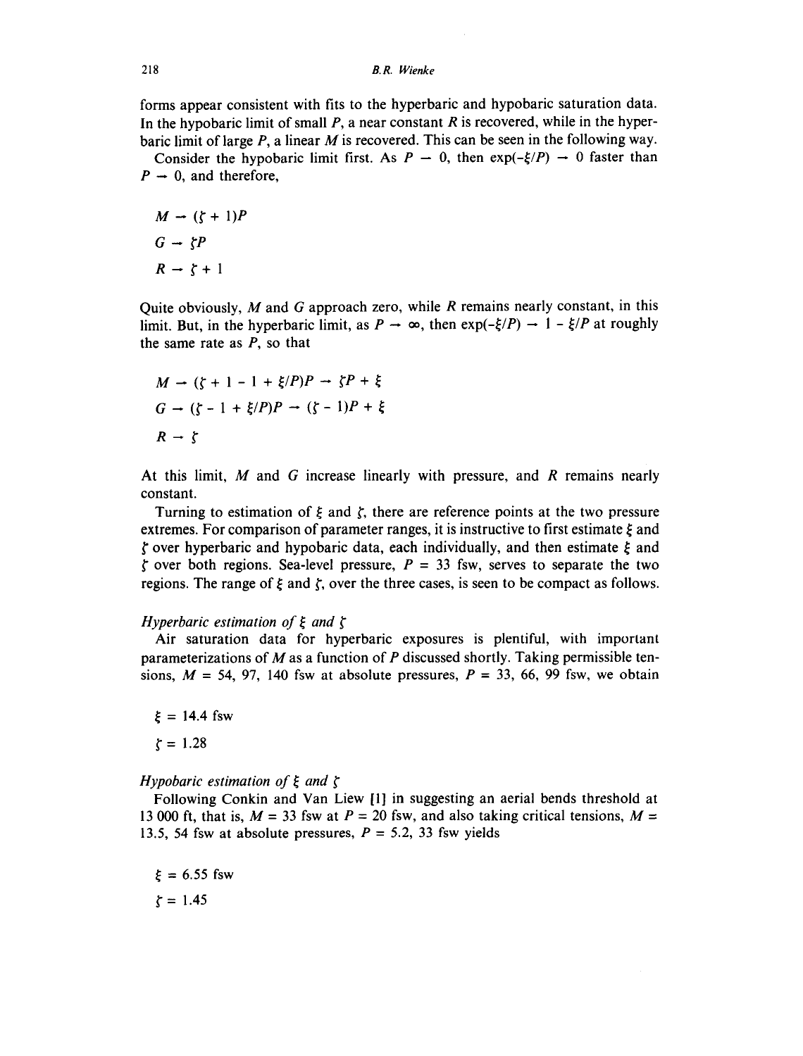forms appear consistent with fits to the hyperbaric and hypobaric saturation data. In the hypobaric limit of small $P$, a near constant $R$ is recovered, while in the hyperbaric limit of large $P$, a linear $M$ is recovered. This can be seen in the following way.

Consider the hypobaric limit first. As $P \to 0$, then $\exp(-\xi/P) \to 0$ faster than $P \to 0$, and therefore,

$$M \to (\zeta + 1)P$$

$$G \to \zeta P$$

$$R \to \zeta + 1$$

Quite obviously, $M$ and $G$ approach zero, while $R$ remains nearly constant, in this limit. But, in the hyperbaric limit, as $P \to \infty$, then $\exp(-\xi/P) \to 1 - \xi/P$ at roughly the same rate as $P$, so that

$$M \to (\zeta + 1 - 1 + \xi/P)P \to \zeta P + \xi$$

$$G \to (\zeta - 1 + \xi/P)P \to (\zeta - 1)P + \xi$$

$$R \to \zeta$$

At this limit, $M$ and $G$ increase linearly with pressure, and $R$ remains nearly constant.

Turning to estimation of $\xi$ and $\zeta$, there are reference points at the two pressure extremes. For comparison of parameter ranges, it is instructive to first estimate $\xi$ and $\zeta$ over hyperbaric and hypobaric data, each individually, and then estimate $\xi$ and $\zeta$ over both regions. Sea-level pressure, $P = 33$ fsw, serves to separate the two regions. The range of $\xi$ and $\zeta$, over the three cases, is seen to be compact as follows.

*Hyperbaric estimation of $\xi$ and $\zeta$*

Air saturation data for hyperbaric exposures is plentiful, with important parameterizations of $M$ as a function of $P$ discussed shortly. Taking permissible tensions, $M = 54$, $97$, $140$ fsw at absolute pressures, $P = 33$, $66$, $99$ fsw, we obtain

$$\xi = 14.4 \text{ fsw}$$

$$\zeta = 1.28$$

*Hypobaric estimation of $\xi$ and $\zeta$*

Following Conkin and Van Liew [1] in suggesting an aerial bends threshold at 13 000 ft, that is, $M = 33$ fsw at $P = 20$ fsw, and also taking critical tensions, $M = 13.5$, $54$ fsw at absolute pressures, $P = 5.2$, $33$ fsw yields

$$\xi = 6.55 \text{ fsw}$$

$$\zeta = 1.45$$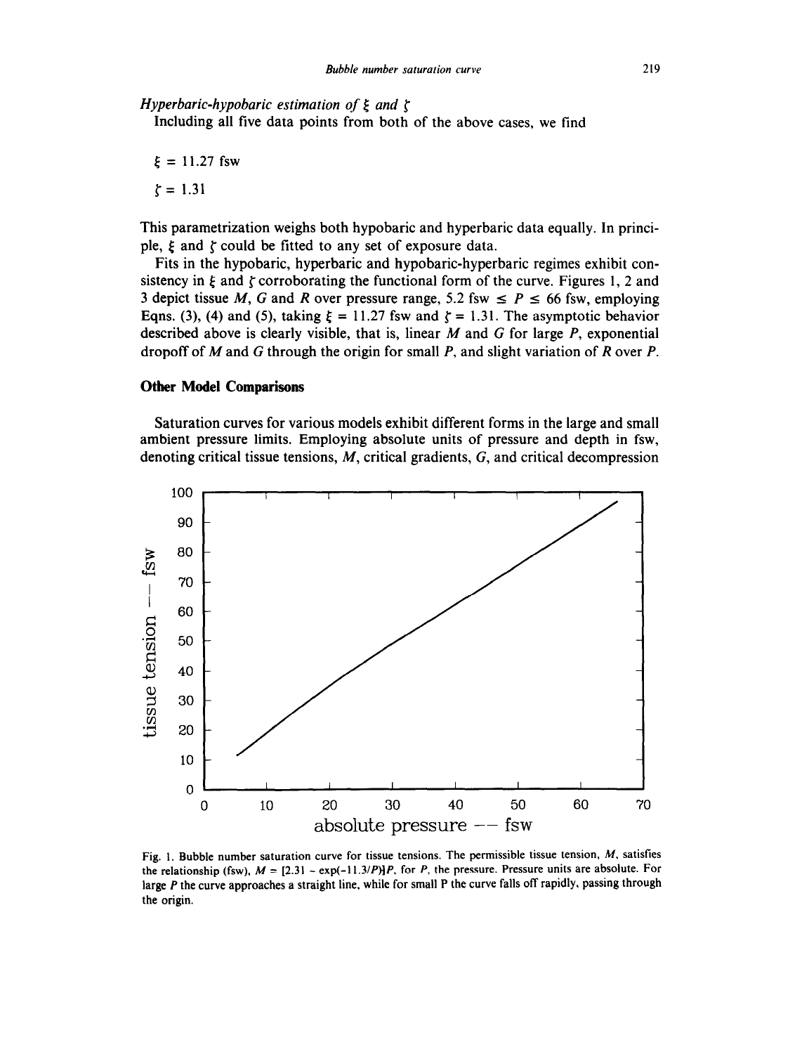*Hyperbaric-hypobaric estimation of $\xi$ and $\zeta$*

Including all five data points from both of the above cases, we find

$$\xi = 11.27 \text{ fsw}$$

$$\zeta = 1.31$$

This parametrization weighs both hypobaric and hyperbaric data equally. In principle, $\xi$ and $\zeta$ could be fitted to any set of exposure data.

Fits in the hypobaric, hyperbaric and hypobaric-hyperbaric regimes exhibit consistency in $\xi$ and $\zeta$ corroborating the functional form of the curve. Figures 1, 2 and 3 depict tissue $M$, $G$ and $R$ over pressure range, 5.2 fsw $\leq P \leq$ 66 fsw, employing Eqns. (3), (4) and (5), taking $\xi = 11.27$ fsw and $\zeta = 1.31$. The asymptotic behavior described above is clearly visible, that is, linear $M$ and $G$ for large $P$, exponential dropoff of $M$ and $G$ through the origin for small $P$, and slight variation of $R$ over $P$.

## Other Model Comparisons

Saturation curves for various models exhibit different forms in the large and small ambient pressure limits. Employing absolute units of pressure and depth in fsw, denoting critical tissue tensions, $M$, critical gradients, $G$, and critical decompression

Fig. 1. Bubble number saturation curve for tissue tensions. The permissible tissue tension, $M$, satisfies the relationship (fsw), $M = [2.31 - \exp(-11.3/P)]P$, for $P$, the pressure. Pressure units are absolute. For large $P$ the curve approaches a straight line, while for small P the curve falls off rapidly, passing through the origin.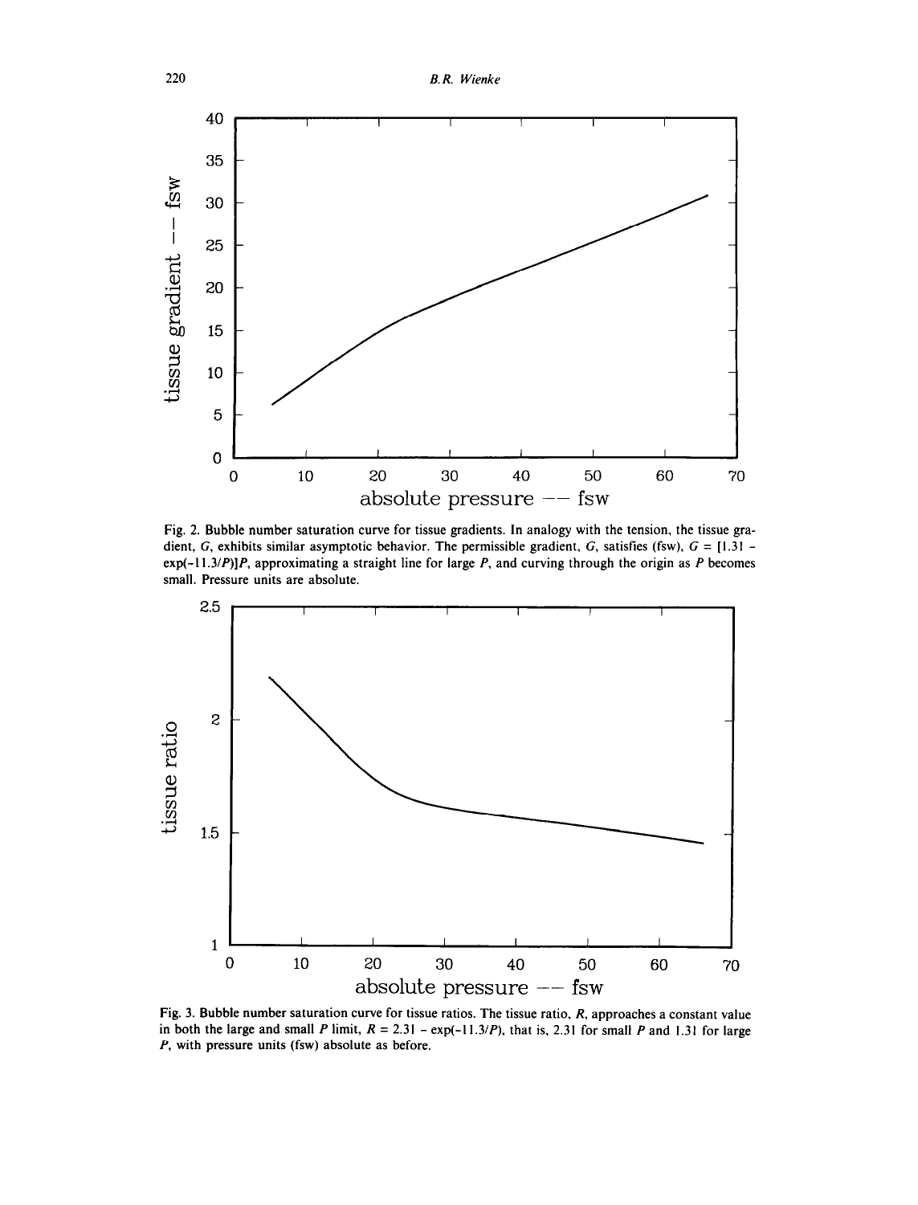Fig. 2. Bubble number saturation curve for tissue gradients. In analogy with the tension, the tissue gradient, $G$, exhibits similar asymptotic behavior. The permissible gradient, $G$, satisfies (fsw), $G = [1.31 - \exp(-11.3/P)]P$, approximating a straight line for large $P$, and curving through the origin as $P$ becomes small. Pressure units are absolute.

Fig. 3. Bubble number saturation curve for tissue ratios. The tissue ratio, $R$, approaches a constant value in both the large and small $P$ limit, $R = 2.31 - \exp(-11.3/P)$, that is, 2.31 for small $P$ and 1.31 for large $P$, with pressure units (fsw) absolute as before.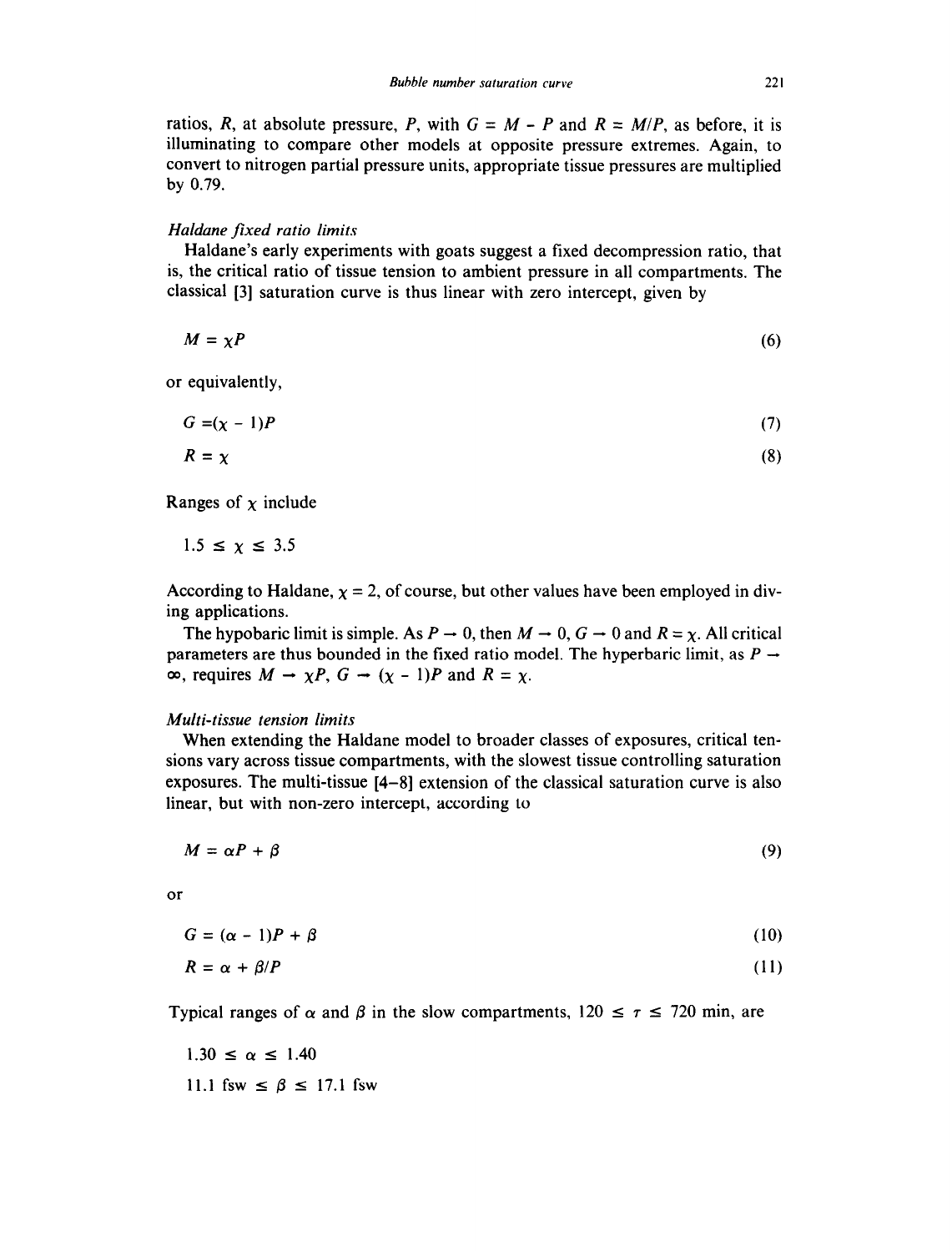ratios, $R$, at absolute pressure, $P$, with $G = M - P$ and $R = M/P$, as before, it is illuminating to compare other models at opposite pressure extremes. Again, to convert to nitrogen partial pressure units, appropriate tissue pressures are multiplied by 0.79.

*Haldane fixed ratio limits*

Haldane's early experiments with goats suggest a fixed decompression ratio, that is, the critical ratio of tissue tension to ambient pressure in all compartments. The classical [3] saturation curve is thus linear with zero intercept, given by

$$M = \chi P \tag{6}$$

or equivalently,

$$G = (\chi - 1)P \tag{7}$$

$$R = \chi \tag{8}$$

Ranges of $\chi$ include

$$1.5 \leq \chi \leq 3.5$$

According to Haldane, $\chi = 2$, of course, but other values have been employed in diving applications.

The hypobaric limit is simple. As $P \rightarrow 0$, then $M \rightarrow 0$, $G \rightarrow 0$ and $R = \chi$. All critical parameters are thus bounded in the fixed ratio model. The hyperbaric limit, as $P \rightarrow \infty$, requires $M \rightarrow \chi P$, $G \rightarrow (\chi - 1)P$ and $R = \chi$.

*Multi-tissue tension limits*

When extending the Haldane model to broader classes of exposures, critical tensions vary across tissue compartments, with the slowest tissue controlling saturation exposures. The multi-tissue [4–8] extension of the classical saturation curve is also linear, but with non-zero intercept, according to

$$M = \alpha P + \beta \tag{9}$$

or

$$G = (\alpha - 1)P + \beta \tag{10}$$

$$R = \alpha + \beta/P \tag{11}$$

Typical ranges of $\alpha$ and $\beta$ in the slow compartments, $120 \leq \tau \leq 720$ min, are

$$1.30 \leq \alpha \leq 1.40$$

$$11.1 \text{ fsw} \leq \beta \leq 17.1 \text{ fsw}$$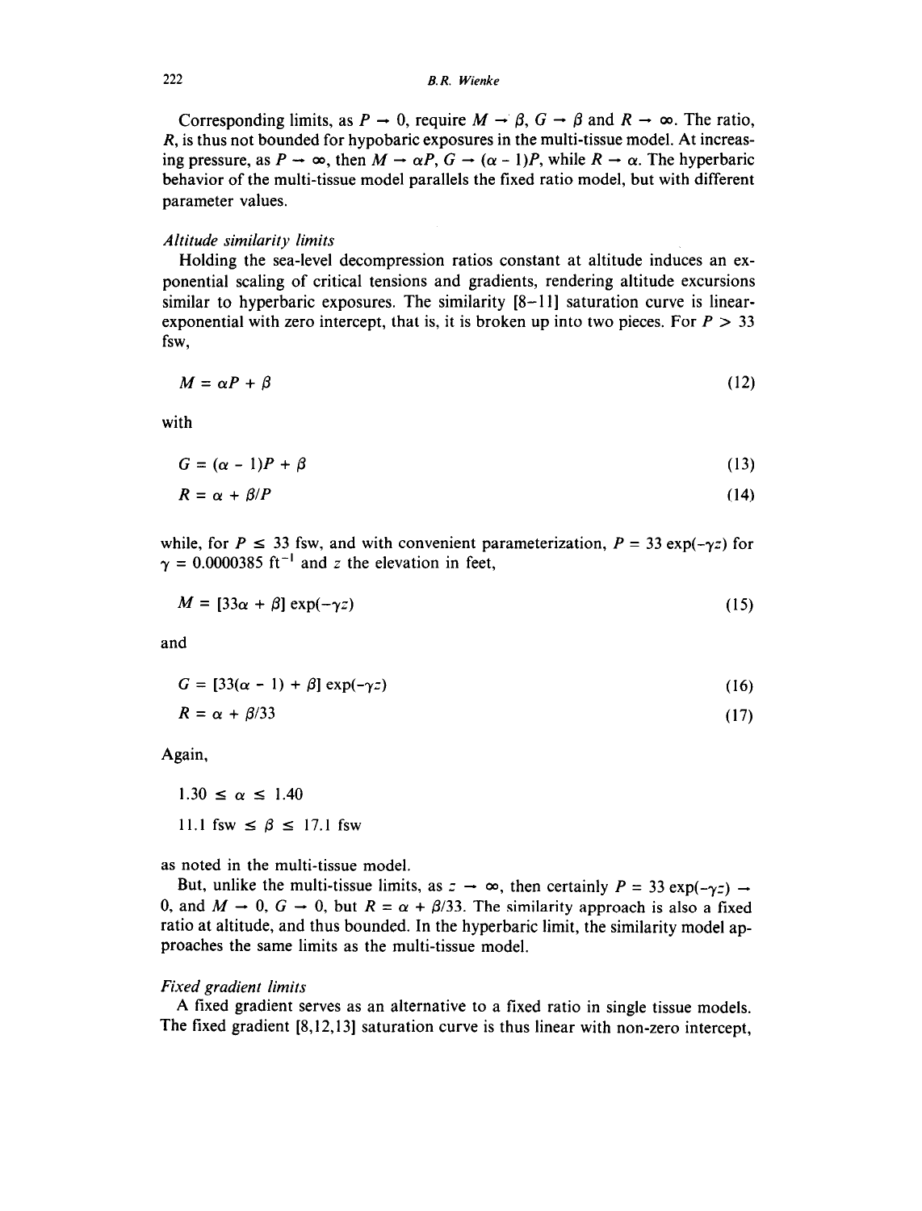Corresponding limits, as $P \to 0$, require $M \to \beta$, $G \to \beta$ and $R \to \infty$. The ratio, $R$, is thus not bounded for hypobaric exposures in the multi-tissue model. At increasing pressure, as $P \to \infty$, then $M \to \alpha P$, $G \to (\alpha - 1)P$, while $R \to \alpha$. The hyperbaric behavior of the multi-tissue model parallels the fixed ratio model, but with different parameter values.

*Altitude similarity limits*

Holding the sea-level decompression ratios constant at altitude induces an exponential scaling of critical tensions and gradients, rendering altitude excursions similar to hyperbaric exposures. The similarity [8–11] saturation curve is linear-exponential with zero intercept, that is, it is broken up into two pieces. For $P > 33$ fsw,

$$M = \alpha P + \beta \tag{12}$$

with

$$G = (\alpha - 1)P + \beta \tag{13}$$

$$R = \alpha + \beta / P \tag{14}$$

while, for $P \leq 33$ fsw, and with convenient parameterization, $P = 33 \exp(-\gamma z)$ for $\gamma = 0.0000385 \text{ ft}^{-1}$ and $z$ the elevation in feet,

$$M = [33\alpha + \beta] \exp(-\gamma z) \tag{15}$$

and

$$G = [33(\alpha - 1) + \beta] \exp(-\gamma z) \tag{16}$$

$$R = \alpha + \beta / 33 \tag{17}$$

Again,

$$1.30 \leq \alpha \leq 1.40$$

$$11.1 \text{ fsw} \leq \beta \leq 17.1 \text{ fsw}$$

as noted in the multi-tissue model.

But, unlike the multi-tissue limits, as $z \to \infty$, then certainly $P = 33 \exp(-\gamma z) \to 0$, and $M \to 0$, $G \to 0$, but $R = \alpha + \beta/33$. The similarity approach is also a fixed ratio at altitude, and thus bounded. In the hyperbaric limit, the similarity model approaches the same limits as the multi-tissue model.

*Fixed gradient limits*

A fixed gradient serves as an alternative to a fixed ratio in single tissue models. The fixed gradient [8,12,13] saturation curve is thus linear with non-zero intercept,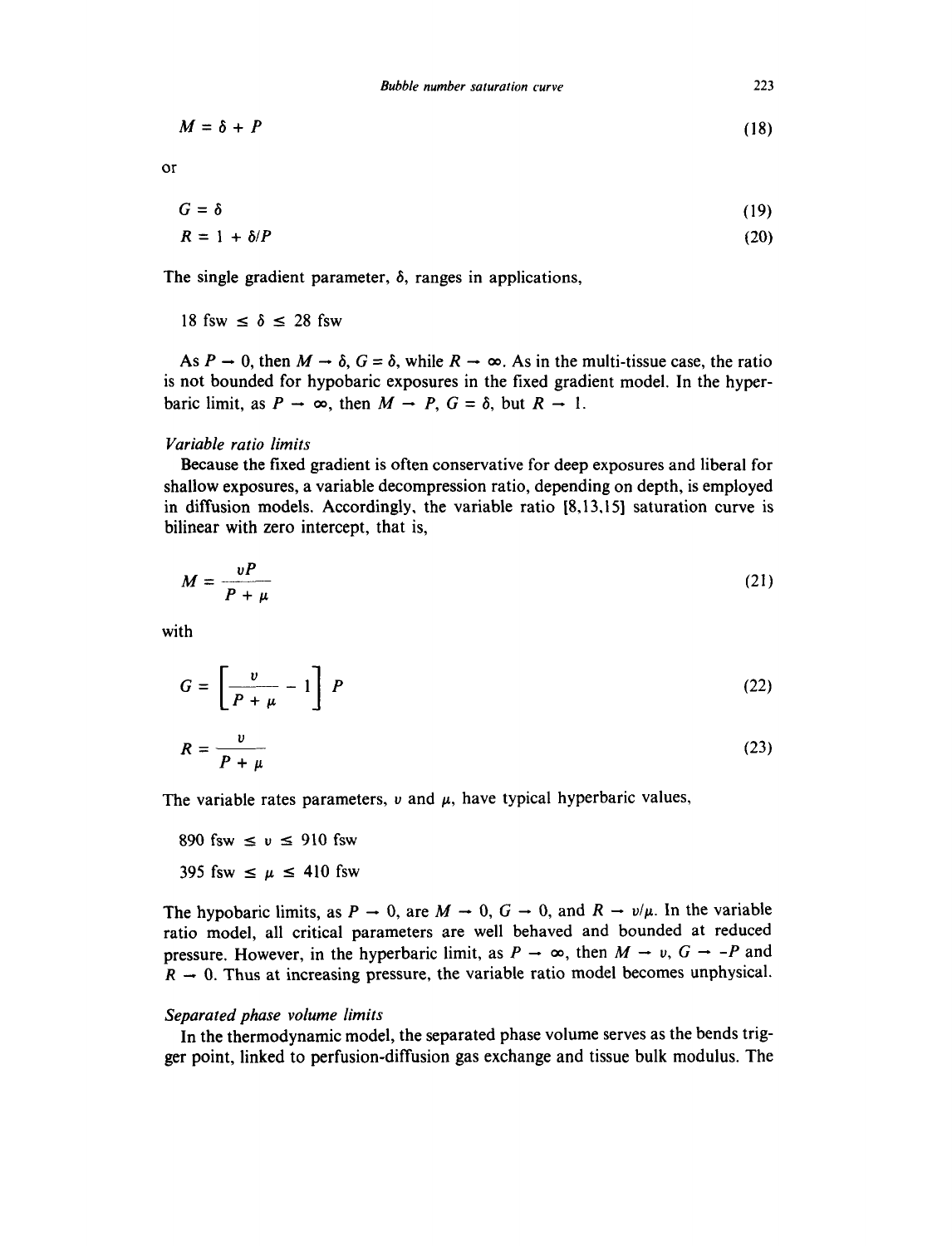$$M = \delta + P \tag{18}$$

or

$$G = \delta \tag{19}$$

$$R = 1 + \delta / P \tag{20}$$

The single gradient parameter, $\delta$, ranges in applications,

$$18 \text{ fsw} \le \delta \le 28 \text{ fsw}$$

As $P \to 0$, then $M \to \delta$, $G = \delta$, while $R \to \infty$. As in the multi-tissue case, the ratio is not bounded for hypobaric exposures in the fixed gradient model. In the hyperbaric limit, as $P \to \infty$, then $M \to P$, $G = \delta$, but $R \to 1$.

*Variable ratio limits*

Because the fixed gradient is often conservative for deep exposures and liberal for shallow exposures, a variable decompression ratio, depending on depth, is employed in diffusion models. Accordingly, the variable ratio [8,13,15] saturation curve is bilinear with zero intercept, that is,

$$M = \frac{vP}{P + \mu} \tag{21}$$

with

$$G = \left[ \frac{v}{P + \mu} - 1 \right] P \tag{22}$$

$$R = \frac{v}{P + \mu} \tag{23}$$

The variable rates parameters, $v$ and $\mu$, have typical hyperbaric values,

$$890 \text{ fsw} \le v \le 910 \text{ fsw}$$

$$395 \text{ fsw} \le \mu \le 410 \text{ fsw}$$

The hypobaric limits, as $P \to 0$, are $M \to 0$, $G \to 0$, and $R \to v/\mu$. In the variable ratio model, all critical parameters are well behaved and bounded at reduced pressure. However, in the hyperbaric limit, as $P \to \infty$, then $M \to v$, $G \to -P$ and $R \to 0$. Thus at increasing pressure, the variable ratio model becomes unphysical.

*Separated phase volume limits*

In the thermodynamic model, the separated phase volume serves as the bends trigger point, linked to perfusion-diffusion gas exchange and tissue bulk modulus. The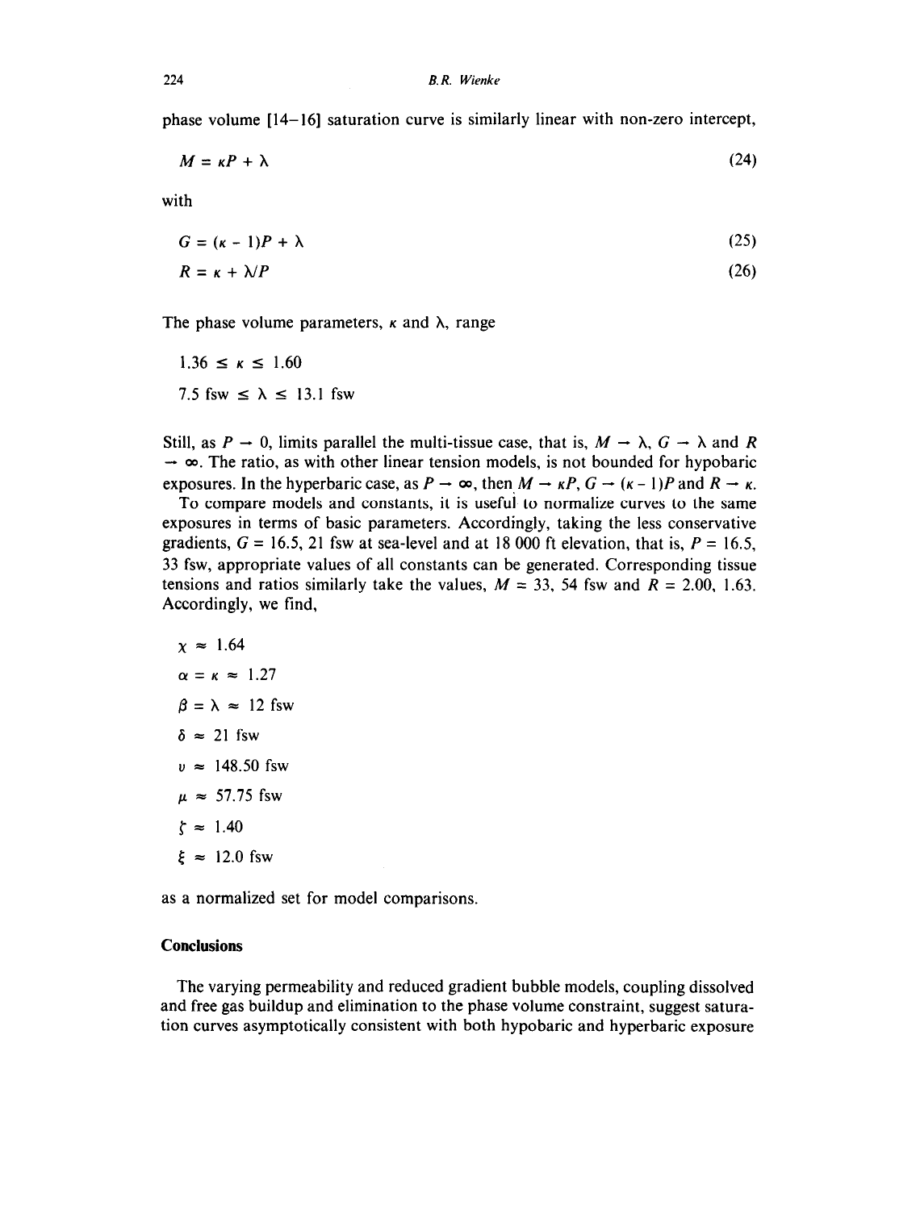phase volume [14–16] saturation curve is similarly linear with non-zero intercept,

$$M = \kappa P + \lambda \tag{24}$$

with

$$G = (\kappa - 1)P + \lambda \tag{25}$$

$$R = \kappa + \lambda/P \tag{26}$$

The phase volume parameters, $\kappa$ and $\lambda$, range

$$1.36 \leq \kappa \leq 1.60$$

$$7.5 \text{ fsw} \leq \lambda \leq 13.1 \text{ fsw}$$

Still, as $P \to 0$, limits parallel the multi-tissue case, that is, $M \to \lambda$, $G \to \lambda$ and $R \to \infty$. The ratio, as with other linear tension models, is not bounded for hypobaric exposures. In the hyperbaric case, as $P \to \infty$, then $M \to \kappa P$, $G \to (\kappa - 1)P$ and $R \to \kappa$.

To compare models and constants, it is useful to normalize curves to the same exposures in terms of basic parameters. Accordingly, taking the less conservative gradients, $G = 16.5$, 21 fsw at sea-level and at 18 000 ft elevation, that is, $P = 16.5$, 33 fsw, appropriate values of all constants can be generated. Corresponding tissue tensions and ratios similarly take the values, $M = 33$, 54 fsw and $R = 2.00$, 1.63. Accordingly, we find,

$$\chi \approx 1.64$$

$$\alpha = \kappa \approx 1.27$$

$$\beta = \lambda \approx 12 \text{ fsw}$$

$$\delta \approx 21 \text{ fsw}$$

$$\upsilon \approx 148.50 \text{ fsw}$$

$$\mu \approx 57.75 \text{ fsw}$$

$$\zeta \approx 1.40$$

$$\xi \approx 12.0 \text{ fsw}$$

as a normalized set for model comparisons.

## Conclusions

The varying permeability and reduced gradient bubble models, coupling dissolved and free gas buildup and elimination to the phase volume constraint, suggest saturation curves asymptotically consistent with both hypobaric and hyperbaric exposure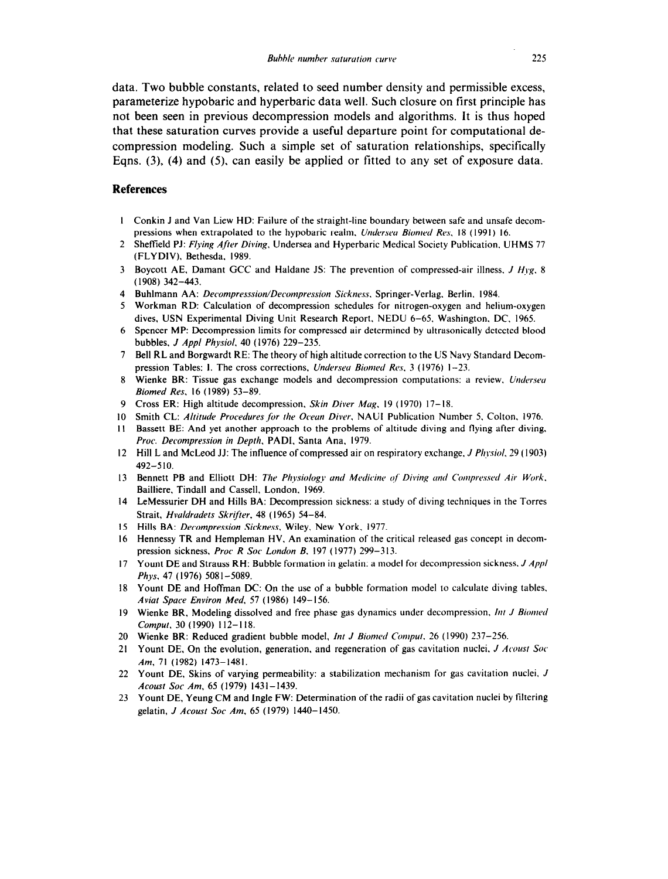data. Two bubble constants, related to seed number density and permissible excess, parameterize hypobaric and hyperbaric data well. Such closure on first principle has not been seen in previous decompression models and algorithms. It is thus hoped that these saturation curves provide a useful departure point for computational decompression modeling. Such a simple set of saturation relationships, specifically Eqns. (3), (4) and (5), can easily be applied or fitted to any set of exposure data.

## References

1. Conkin J and Van Liew HD: Failure of the straight-line boundary between safe and unsafe decompressions when extrapolated to the hypobaric realm, *Undersea Biomed Res*, 18 (1991) 16.
2. Sheffield PJ: *Flying After Diving*, Undersea and Hyperbaric Medical Society Publication, UHMS 77 (FLYDIV), Bethesda, 1989.
3. Boycott AE, Damant GCC and Haldane JS: The prevention of compressed-air illness, *J Hyg*, 8 (1908) 342–443.
4. Buhlmann AA: *Decompresssion/Decompression Sickness*, Springer-Verlag, Berlin, 1984.
5. Workman RD: Calculation of decompression schedules for nitrogen-oxygen and helium-oxygen dives, USN Experimental Diving Unit Research Report, NEDU 6–65, Washington, DC, 1965.
6. Spencer MP: Decompression limits for compressed air determined by ultrasonically detected blood bubbles, *J Appl Physiol*, 40 (1976) 229–235.
7. Bell RL and Borgwardt RE: The theory of high altitude correction to the US Navy Standard Decompression Tables: I. The cross corrections, *Undersea Biomed Res*, 3 (1976) 1–23.
8. Wienke BR: Tissue gas exchange models and decompression computations: a review, *Undersea Biomed Res*, 16 (1989) 53–89.
9. Cross ER: High altitude decompression, *Skin Diver Mag*, 19 (1970) 17–18.
10. Smith CL: *Altitude Procedures for the Ocean Diver*, NAUI Publication Number 5, Colton, 1976.
11. Bassett BE: And yet another approach to the problems of altitude diving and flying after diving, *Proc. Decompression in Depth*, PADI, Santa Ana, 1979.
12. Hill L and McLeod JJ: The influence of compressed air on respiratory exchange, *J Physiol*, 29 (1903) 492–510.
13. Bennett PB and Elliott DH: *The Physiology and Medicine of Diving and Compressed Air Work*, Bailliere, Tindall and Cassell, London, 1969.
14. LeMessurier DH and Hills BA: Decompression sickness: a study of diving techniques in the Torres Strait, *Hvaldradets Skrifter*, 48 (1965) 54–84.
15. Hills BA: *Decompression Sickness*, Wiley, New York, 1977.
16. Hennessy TR and Hempleman HV, An examination of the critical released gas concept in decompression sickness, *Proc R Soc London B*, 197 (1977) 299–313.
17. Yount DE and Strauss RH: Bubble formation in gelatin: a model for decompression sickness, *J Appl Phys*, 47 (1976) 5081–5089.
18. Yount DE and Hoffman DC: On the use of a bubble formation model to calculate diving tables, *Aviat Space Environ Med*, 57 (1986) 149–156.
19. Wienke BR, Modeling dissolved and free phase gas dynamics under decompression, *Int J Biomed Comput*, 30 (1990) 112–118.
20. Wienke BR: Reduced gradient bubble model, *Int J Biomed Comput*, 26 (1990) 237–256.
21. Yount DE, On the evolution, generation, and regeneration of gas cavitation nuclei, *J Acoust Soc Am*, 71 (1982) 1473–1481.
22. Yount DE, Skins of varying permeability: a stabilization mechanism for gas cavitation nuclei, *J Acoust Soc Am*, 65 (1979) 1431–1439.
23. Yount DE, Yeung CM and Ingle FW: Determination of the radii of gas cavitation nuclei by filtering gelatin, *J Acoust Soc Am*, 65 (1979) 1440–1450.